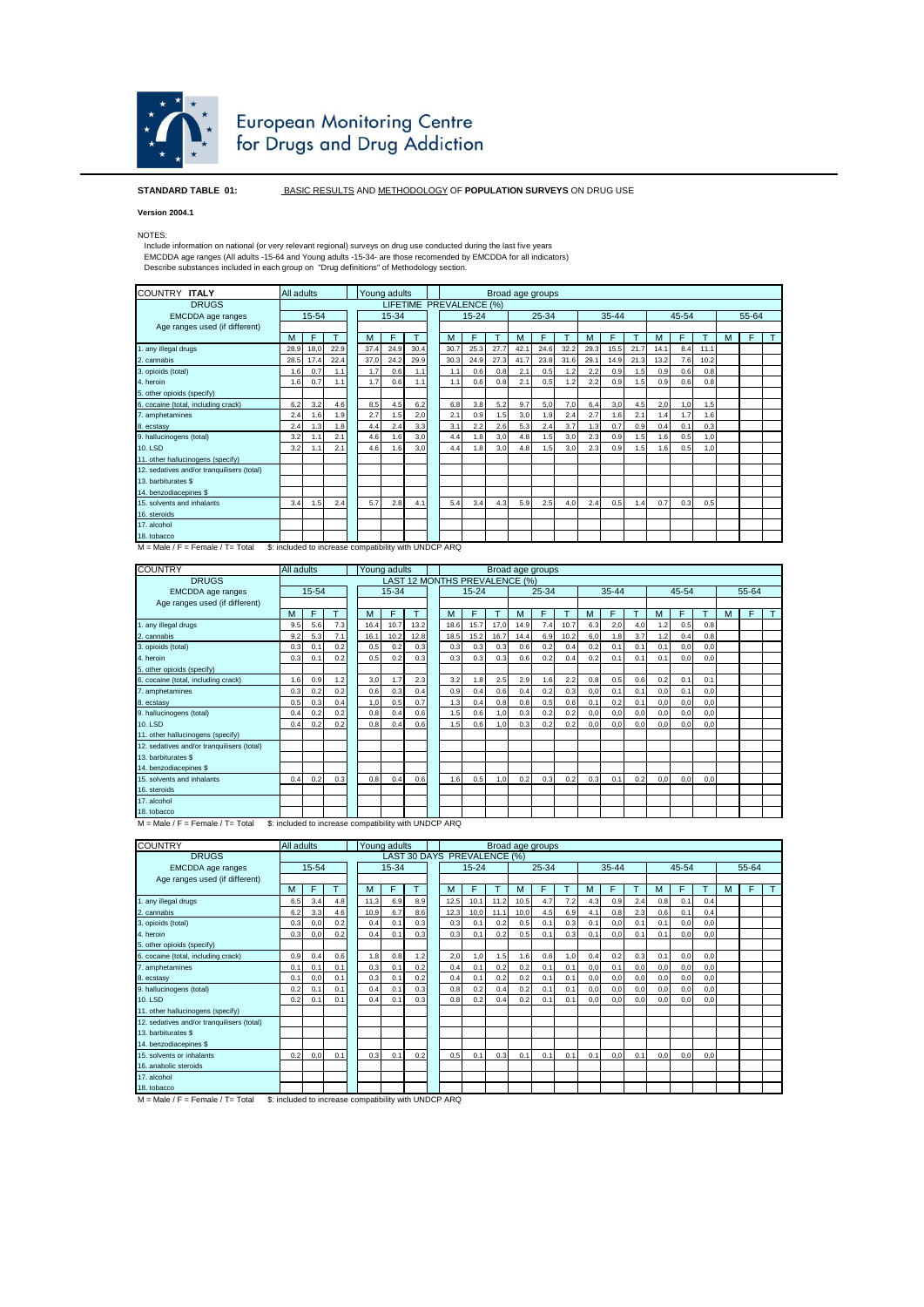# European Monitoring Centre for Drugs and Drug Addiction

**STANDARD TABLE 01:** BASIC RESULTS AND METHODOLOGY OF **POPULATION SURVEYS** ON DRUG USE

**Version 2004.1**

NOTES:

Include information on national (or very relevant regional) surveys on drug use conducted during the last five years
EMCDDA age ranges (All adults -15-64 and Young adults -15-34- are those recomended by EMCDDA for all indicators)
Describe substances included in each group on "Drug definitions" of Methodology section.

| COUNTRY **ITALY** | All adults | | | Young adults | | | Broad age groups | | | | | | | | | | | | | | |
|---|---|---|---|---|---|---|---|---|---|---|---|---|---|---|---|---|---|---|---|---|---|
| DRUGS | LIFETIME PREVALENCE (%) | | | | | | | | | | | | | | | | | | | | |
| EMCDDA age ranges | 15-54 | | | 15-34 | | | 15-24 | | | 25-34 | | | 35-44 | | | 45-54 | | | 55-64 | | |
| Age ranges used (if different) | | | | | | | | | | | | | | | | | | | | | |
| | M | F | T | M | F | T | M | F | T | M | F | T | M | F | T | M | F | T | M | F | T |
| 1. any illegal drugs | 28.9 | 18,0 | 22.9 | 37.4 | 24.9 | 30.4 | 30.7 | 25.3 | 27.7 | 42.1 | 24.6 | 32.2 | 29.3 | 15.5 | 21.7 | 14.1 | 8.4 | 11.1 | | | |
| 2. cannabis | 28.5 | 17.4 | 22.4 | 37,0 | 24.2 | 29.9 | 30.3 | 24.9 | 27.3 | 41.7 | 23.8 | 31.6 | 29.1 | 14.9 | 21.3 | 13.2 | 7.6 | 10.2 | | | |
| 3. opioids (total) | 1.6 | 0.7 | 1.1 | 1.7 | 0.6 | 1.1 | 1.1 | 0.6 | 0.8 | 2.1 | 0.5 | 1.2 | 2.2 | 0.9 | 1.5 | 0.9 | 0.6 | 0.8 | | | |
| 4. heroin | 1.6 | 0.7 | 1.1 | 1.7 | 0.6 | 1.1 | 1.1 | 0.6 | 0.8 | 2.1 | 0.5 | 1.2 | 2.2 | 0.9 | 1.5 | 0.9 | 0.6 | 0.8 | | | |
| 5. other opioids (specify) | | | | | | | | | | | | | | | | | | | | | |
| 6. cocaine (total, including crack) | 6.2 | 3.2 | 4.6 | 8.5 | 4.5 | 6.2 | 6.8 | 3.8 | 5.2 | 9.7 | 5,0 | 7,0 | 6.4 | 3,0 | 4.5 | 2,0 | 1,0 | 1.5 | | | |
| 7. amphetamines | 2.4 | 1.6 | 1.9 | 2.7 | 1.5 | 2,0 | 2.1 | 0.9 | 1.5 | 3,0 | 1.9 | 2.4 | 2.7 | 1.6 | 2.1 | 1.4 | 1.7 | 1.6 | | | |
| 8. ecstasy | 2.4 | 1.3 | 1.8 | 4.4 | 2.4 | 3.3 | 3.1 | 2.2 | 2.6 | 5.3 | 2.4 | 3.7 | 1.3 | 0.7 | 0.9 | 0.4 | 0.1 | 0.3 | | | |
| 9. hallucinogens (total) | 3.2 | 1.1 | 2.1 | 4.6 | 1.6 | 3,0 | 4.4 | 1.8 | 3,0 | 4.8 | 1.5 | 3,0 | 2.3 | 0.9 | 1.5 | 1.6 | 0.5 | 1,0 | | | |
| 10. LSD | 3.2 | 1.1 | 2.1 | 4.6 | 1.6 | 3,0 | 4.4 | 1.8 | 3,0 | 4.8 | 1.5 | 3,0 | 2.3 | 0.9 | 1.5 | 1.6 | 0.5 | 1,0 | | | |
| 11. other hallucinogens (specify) | | | | | | | | | | | | | | | | | | | | | |
| 12. sedatives and/or tranquilisers (total) | | | | | | | | | | | | | | | | | | | | | |
| 13. barbiturates $ | | | | | | | | | | | | | | | | | | | | | |
| 14. benzodiacepines $ | | | | | | | | | | | | | | | | | | | | | |
| 15. solvents and inhalants | 3.4 | 1.5 | 2.4 | 5.7 | 2.8 | 4.1 | 5.4 | 3.4 | 4.3 | 5.9 | 2.5 | 4,0 | 2.4 | 0.5 | 1.4 | 0.7 | 0.3 | 0.5 | | | |
| 16. steroids | | | | | | | | | | | | | | | | | | | | | |
| 17. alcohol | | | | | | | | | | | | | | | | | | | | | |
| 18. tobacco | | | | | | | | | | | | | | | | | | | | | |

M = Male / F = Female / T= Total $: included to increase compatibility with UNDCP ARQ

| COUNTRY | All adults | | | Young adults | | | Broad age groups | | | | | | | | | | | | | | |
|---|---|---|---|---|---|---|---|---|---|---|---|---|---|---|---|---|---|---|---|---|---|
| DRUGS | LAST 12 MONTHS PREVALENCE (%) | | | | | | | | | | | | | | | | | | | | |
| EMCDDA age ranges | 15-54 | | | 15-34 | | | 15-24 | | | 25-34 | | | 35-44 | | | 45-54 | | | 55-64 | | |
| Age ranges used (if different) | | | | | | | | | | | | | | | | | | | | | |
| | M | F | T | M | F | T | M | F | T | M | F | T | M | F | T | M | F | T | M | F | T |
| 1. any illegal drugs | 9.5 | 5.6 | 7.3 | 16.4 | 10.7 | 13.2 | 18.6 | 15.7 | 17,0 | 14.9 | 7.4 | 10.7 | 6.3 | 2,0 | 4,0 | 1.2 | 0.5 | 0.8 | | | |
| 2. cannabis | 9.2 | 5.3 | 7.1 | 16.1 | 10.2 | 12.8 | 18.5 | 15.2 | 16.7 | 14.4 | 6.9 | 10.2 | 6,0 | 1.8 | 3.7 | 1.2 | 0.4 | 0.8 | | | |
| 3. opioids (total) | 0.3 | 0.1 | 0.2 | 0.5 | 0.2 | 0.3 | 0.3 | 0.3 | 0.3 | 0.6 | 0.2 | 0.4 | 0.2 | 0.1 | 0.1 | 0.1 | 0,0 | 0,0 | | | |
| 4. heroin | 0.3 | 0.1 | 0.2 | 0.5 | 0.2 | 0.3 | 0.3 | 0.3 | 0.3 | 0.6 | 0.2 | 0.4 | 0.2 | 0.1 | 0.1 | 0.1 | 0,0 | 0,0 | | | |
| 5. other opioids (specify) | | | | | | | | | | | | | | | | | | | | | |
| 6. cocaine (total, including crack) | 1.6 | 0.9 | 1.2 | 3,0 | 1.7 | 2.3 | 3.2 | 1.8 | 2.5 | 2.9 | 1.6 | 2.2 | 0.8 | 0.5 | 0.6 | 0.2 | 0.1 | 0.1 | | | |
| 7. amphetamines | 0.3 | 0.2 | 0.2 | 0.6 | 0.3 | 0.4 | 0.9 | 0.4 | 0.6 | 0.4 | 0.2 | 0.3 | 0,0 | 0.1 | 0.1 | 0,0 | 0.1 | 0,0 | | | |
| 8. ecstasy | 0.5 | 0.3 | 0.4 | 1,0 | 0.5 | 0.7 | 1.3 | 0.4 | 0.8 | 0.8 | 0.5 | 0.6 | 0.1 | 0.2 | 0.1 | 0,0 | 0,0 | 0,0 | | | |
| 9. hallucinogens (total) | 0.4 | 0.2 | 0.2 | 0.8 | 0.4 | 0.6 | 1.5 | 0.6 | 1,0 | 0.3 | 0.2 | 0.2 | 0,0 | 0,0 | 0,0 | 0,0 | 0,0 | 0,0 | | | |
| 10. LSD | 0.4 | 0.2 | 0.2 | 0.8 | 0.4 | 0.6 | 1.5 | 0.6 | 1,0 | 0.3 | 0.2 | 0.2 | 0,0 | 0,0 | 0,0 | 0,0 | 0,0 | 0,0 | | | |
| 11. other hallucinogens (specify) | | | | | | | | | | | | | | | | | | | | | |
| 12. sedatives and/or tranquilisers (total) | | | | | | | | | | | | | | | | | | | | | |
| 13. barbiturates $ | | | | | | | | | | | | | | | | | | | | | |
| 14. benzodiacepines $ | | | | | | | | | | | | | | | | | | | | | |
| 15. solvents and inhalants | 0.4 | 0.2 | 0.3 | 0.8 | 0.4 | 0.6 | 1.6 | 0.5 | 1,0 | 0.2 | 0.3 | 0.2 | 0.3 | 0.1 | 0.2 | 0,0 | 0,0 | 0,0 | | | |
| 16. steroids | | | | | | | | | | | | | | | | | | | | | |
| 17. alcohol | | | | | | | | | | | | | | | | | | | | | |
| 18. tobacco | | | | | | | | | | | | | | | | | | | | | |

M = Male / F = Female / T= Total $: included to increase compatibility with UNDCP ARQ

| COUNTRY | All adults | | | Young adults | | | Broad age groups | | | | | | | | | | | | | | |
|---|---|---|---|---|---|---|---|---|---|---|---|---|---|---|---|---|---|---|---|---|---|
| DRUGS | LAST 30 DAYS PREVALENCE (%) | | | | | | | | | | | | | | | | | | | | |
| EMCDDA age ranges | 15-54 | | | 15-34 | | | 15-24 | | | 25-34 | | | 35-44 | | | 45-54 | | | 55-64 | | |
| Age ranges used (if different) | | | | | | | | | | | | | | | | | | | | | |
| | M | F | T | M | F | T | M | F | T | M | F | T | M | F | T | M | F | T | M | F | T |
| 1. any illegal drugs | 6.5 | 3.4 | 4.8 | 11.3 | 6.9 | 8.9 | 12.5 | 10.1 | 11.2 | 10.5 | 4.7 | 7.2 | 4.3 | 0.9 | 2.4 | 0.8 | 0.1 | 0.4 | | | |
| 2. cannabis | 6.2 | 3.3 | 4.6 | 10.9 | 6.7 | 8.6 | 12.3 | 10,0 | 11.1 | 10,0 | 4.5 | 6.9 | 4.1 | 0.8 | 2.3 | 0.6 | 0.1 | 0.4 | | | |
| 3. opioids (total) | 0.3 | 0,0 | 0.2 | 0.4 | 0.1 | 0.3 | 0.3 | 0.1 | 0.2 | 0.5 | 0.1 | 0.3 | 0.1 | 0,0 | 0.1 | 0.1 | 0,0 | 0,0 | | | |
| 4. heroin | 0.3 | 0,0 | 0.2 | 0.4 | 0.1 | 0.3 | 0.3 | 0.1 | 0.2 | 0.5 | 0.1 | 0.3 | 0.1 | 0,0 | 0.1 | 0.1 | 0,0 | 0,0 | | | |
| 5. other opioids (specify) | | | | | | | | | | | | | | | | | | | | | |
| 6. cocaine (total, including crack) | 0.9 | 0.4 | 0.6 | 1.8 | 0.8 | 1.2 | 2,0 | 1,0 | 1.5 | 1.6 | 0.6 | 1,0 | 0.4 | 0.2 | 0.3 | 0.1 | 0,0 | 0,0 | | | |
| 7. amphetamines | 0.1 | 0.1 | 0.1 | 0.3 | 0.1 | 0.2 | 0.4 | 0.1 | 0.2 | 0.2 | 0.1 | 0.1 | 0,0 | 0.1 | 0,0 | 0,0 | 0,0 | 0,0 | | | |
| 8. ecstasy | 0.1 | 0,0 | 0.1 | 0.3 | 0.1 | 0.2 | 0.4 | 0.1 | 0.2 | 0.2 | 0.1 | 0.1 | 0,0 | 0,0 | 0,0 | 0,0 | 0,0 | 0,0 | | | |
| 9. hallucinogens (total) | 0.2 | 0.1 | 0.1 | 0.4 | 0.1 | 0.3 | 0.8 | 0.2 | 0.4 | 0.2 | 0.1 | 0.1 | 0,0 | 0,0 | 0,0 | 0,0 | 0,0 | 0,0 | | | |
| 10. LSD | 0.2 | 0.1 | 0.1 | 0.4 | 0.1 | 0.3 | 0.8 | 0.2 | 0.4 | 0.2 | 0.1 | 0.1 | 0,0 | 0,0 | 0,0 | 0,0 | 0,0 | 0,0 | | | |
| 11. other hallucinogens (specify) | | | | | | | | | | | | | | | | | | | | | |
| 12. sedatives and/or tranquilisers (total) | | | | | | | | | | | | | | | | | | | | | |
| 13. barbiturates $ | | | | | | | | | | | | | | | | | | | | | |
| 14. benzodiacepines $ | | | | | | | | | | | | | | | | | | | | | |
| 15. solvents or inhalants | 0.2 | 0,0 | 0.1 | 0.3 | 0.1 | 0.2 | 0.5 | 0.1 | 0.3 | 0.1 | 0.1 | 0.1 | 0.1 | 0,0 | 0.1 | 0,0 | 0,0 | 0,0 | | | |
| 16. anabolic steroids | | | | | | | | | | | | | | | | | | | | | |
| 17. alcohol | | | | | | | | | | | | | | | | | | | | | |
| 18. tobacco | | | | | | | | | | | | | | | | | | | | | |

M = Male / F = Female / T= Total $: included to increase compatibility with UNDCP ARQ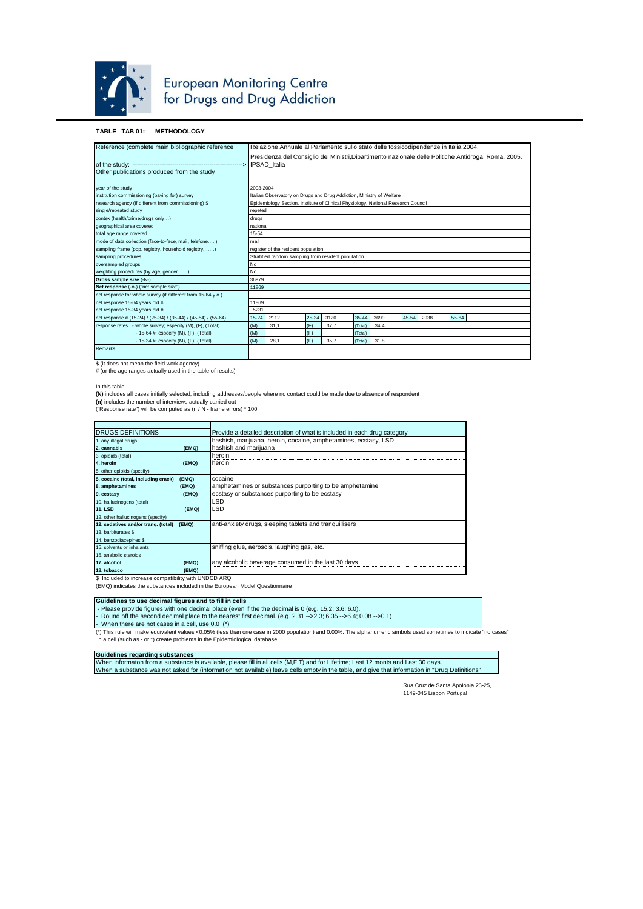European Monitoring Centre for Drugs and Drug Addiction

**TABLE TAB 01: METHODOLOGY**

| | | | | | | | | | |
|---|---|---|---|---|---|---|---|---|---|
| Reference (complete main bibliographic reference of the study: -----------------------------------------------------> | Relazione Annuale al Parlamento sullo stato delle tossicodipendenze in Italia 2004. Presidenza del Consiglio dei Ministri,Dipartimento nazionale delle Politiche Antidroga, Roma, 2005. IPSAD_Italia | | | | | | | | |
| Other publications produced from the study | | | | | | | | | |
| year of the study | 2003-2004 | | | | | | | | |
| institution commissioning (paying for) survey | Italian Observatory on Drugs and Drug Addiction, Ministry of Welfare | | | | | | | | |
| research agency (if different from commissioning) $ | Epidemiology Section, Institute of Clinical Physiology, National Research Council | | | | | | | | |
| single/repeated study | repeted | | | | | | | | |
| contex (health/crime/drugs only…) | drugs | | | | | | | | |
| geographical area covered | national | | | | | | | | |
| total age range covered | 15-54 | | | | | | | | |
| mode of data collection (face-to-face, mail, telefone…..) | mail | | | | | | | | |
| sampling frame (pop. registry, household registry,…….) | register of the resident population | | | | | | | | |
| sampling procedures | Stratified random sampling from resident population | | | | | | | | |
| oversampled groups | No | | | | | | | | |
| weighting procedures (by age, gender……) | No | | | | | | | | |
| **Gross sample size** (-N-) | 36979 | | | | | | | | |
| **Net response** (-n-) ("net sample size") | 11869 | | | | | | | | |
| net response for whole survey (if different from 15-64 y.o.) | | | | | | | | | |
| net response 15-64 years old # | 11869 | | | | | | | | |
| net response 15-34 years old # | 5231 | | | | | | | | |
| net response # (15-24) / (25-34) / (35-44) / (45-54) / (55-64) | 15-24 | 2112 | 25-34 | 3120 | 35-44 | 3699 | 45-54 | 2938 | 55-64 |
| response rates - whole survey; especify (M), (F), (Total) | (M) | 31,1 | (F) | 37,7 | (Total) | 34,4 | | | |
| - 15-64 #; especify (M), (F), (Total) | (M) | | (F) | | (Total) | | | | |
| - 15-34 #; especify (M), (F), (Total) | (M) | 28,1 | (F) | 35,7 | (Total) | 31,8 | | | |
| Remarks | | | | | | | | | |

$ (it does not mean the field work agency)
\# (or the age ranges actually used in the table of results)

In this table,
**(N)** includes all cases initially selected, including addresses/people where no contact could be made due to absence of respondent
**(n)** includes the number of interviews actually carried out
("Response rate") will be computed as (n / N - frame errors) * 100

| DRUGS DEFINITIONS | | Provide a detailed description of what is included in each drug category |
|---|---|---|
| 1. any illegal drugs | | hashish, marijuana, heroin, cocaine, amphetamines, ecstasy, LSD |
| **2. cannabis** | **(EMQ)** | hashish and marijuana |
| 3. opioids (total) | | heroin |
| **4. heroin** | **(EMQ)** | heroin |
| 5. other opioids (specify) | | |
| **5. cocaine (total, including crack)** | **(EMQ)** | cocaine |
| **8. amphetamines** | **(EMQ)** | amphetamines or substances purporting to be amphetamine |
| **9. ecstasy** | **(EMQ)** | ecstasy or substances purporting to be ecstasy |
| 10. hallucinogens (total) | | LSD |
| **11. LSD** | **(EMQ)** | LSD |
| 12. other hallucinogens (specify) | | |
| **12. sedatives and/or tranq. (total)** | **(EMQ)** | anti-anxiety drugs, sleeping tablets and tranquillisers |
| 13. barbiturates $ | | |
| 14. benzodiacepines $ | | |
| 15. solvents or inhalants | | sniffing glue, aerosols, laughing gas, etc. |
| 16. anabolic steroids | | |
| **17. alcohol** | **(EMQ)** | any alcoholic beverage consumed in the last 30 days |
| **18. tobacco** | **(EMQ)** | |

$ Included to increase compatibility with UNDCD ARQ
(EMQ) indicates the substances included in the European Model Questionnaire

**Guidelines to use decimal figures and to fill in cells**
- Please provide figures with one decimal place (even if the the decimal is 0 (e.g. 15.2; 3.6; 6.0).
- Round off the second decimal place to the nearest first decimal. (e.g. 2.31 -->2.3; 6.35 -->6.4; 0.08 -->0.1)
- When there are not cases in a cell, use 0.0 (*)

(*) This rule will make equivalent values <0.05% (less than one case in 2000 population) and 0.00%. The alphanumeric simbols used sometimes to indicate "no cases" in a cell (such as - or *) create problems in the Epidemiological database

**Guidelines regarding substances**
When informaton from a substance is available, please fill in all cells (M,F,T) and for Lifetime; Last 12 months and Last 30 days.
When a substance was not asked for (information not available) leave cells empty in the table, and give that information in "Drug Definitions"

Rua Cruz de Santa Apolónia 23-25,
1149-045 Lisbon Portugal